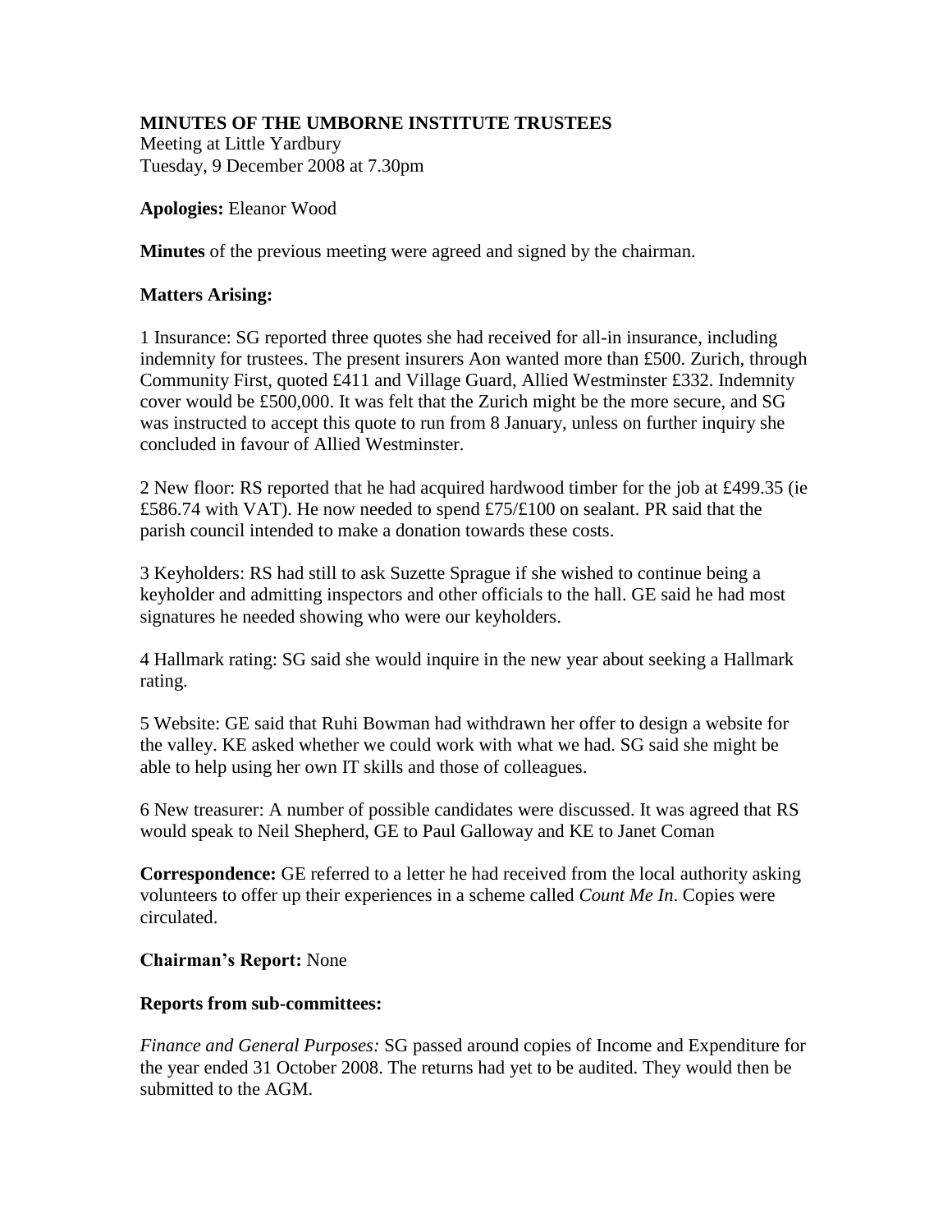# MINUTES OF THE UMBORNE INSTITUTE TRUSTEES

Meeting at Little Yardbury
Tuesday, 9 December 2008 at 7.30pm

**Apologies:** Eleanor Wood

**Minutes** of the previous meeting were agreed and signed by the chairman.

**Matters Arising:**

1 Insurance: SG reported three quotes she had received for all-in insurance, including indemnity for trustees. The present insurers Aon wanted more than £500. Zurich, through Community First, quoted £411 and Village Guard, Allied Westminster £332. Indemnity cover would be £500,000. It was felt that the Zurich might be the more secure, and SG was instructed to accept this quote to run from 8 January, unless on further inquiry she concluded in favour of Allied Westminster.

2 New floor: RS reported that he had acquired hardwood timber for the job at £499.35 (ie £586.74 with VAT). He now needed to spend £75/£100 on sealant. PR said that the parish council intended to make a donation towards these costs.

3 Keyholders: RS had still to ask Suzette Sprague if she wished to continue being a keyholder and admitting inspectors and other officials to the hall. GE said he had most signatures he needed showing who were our keyholders.

4 Hallmark rating: SG said she would inquire in the new year about seeking a Hallmark rating.

5 Website: GE said that Ruhi Bowman had withdrawn her offer to design a website for the valley. KE asked whether we could work with what we had. SG said she might be able to help using her own IT skills and those of colleagues.

6 New treasurer: A number of possible candidates were discussed. It was agreed that RS would speak to Neil Shepherd, GE to Paul Galloway and KE to Janet Coman

**Correspondence:** GE referred to a letter he had received from the local authority asking volunteers to offer up their experiences in a scheme called *Count Me In*. Copies were circulated.

**Chairman's Report:** None

**Reports from sub-committees:**

*Finance and General Purposes:* SG passed around copies of Income and Expenditure for the year ended 31 October 2008. The returns had yet to be audited. They would then be submitted to the AGM.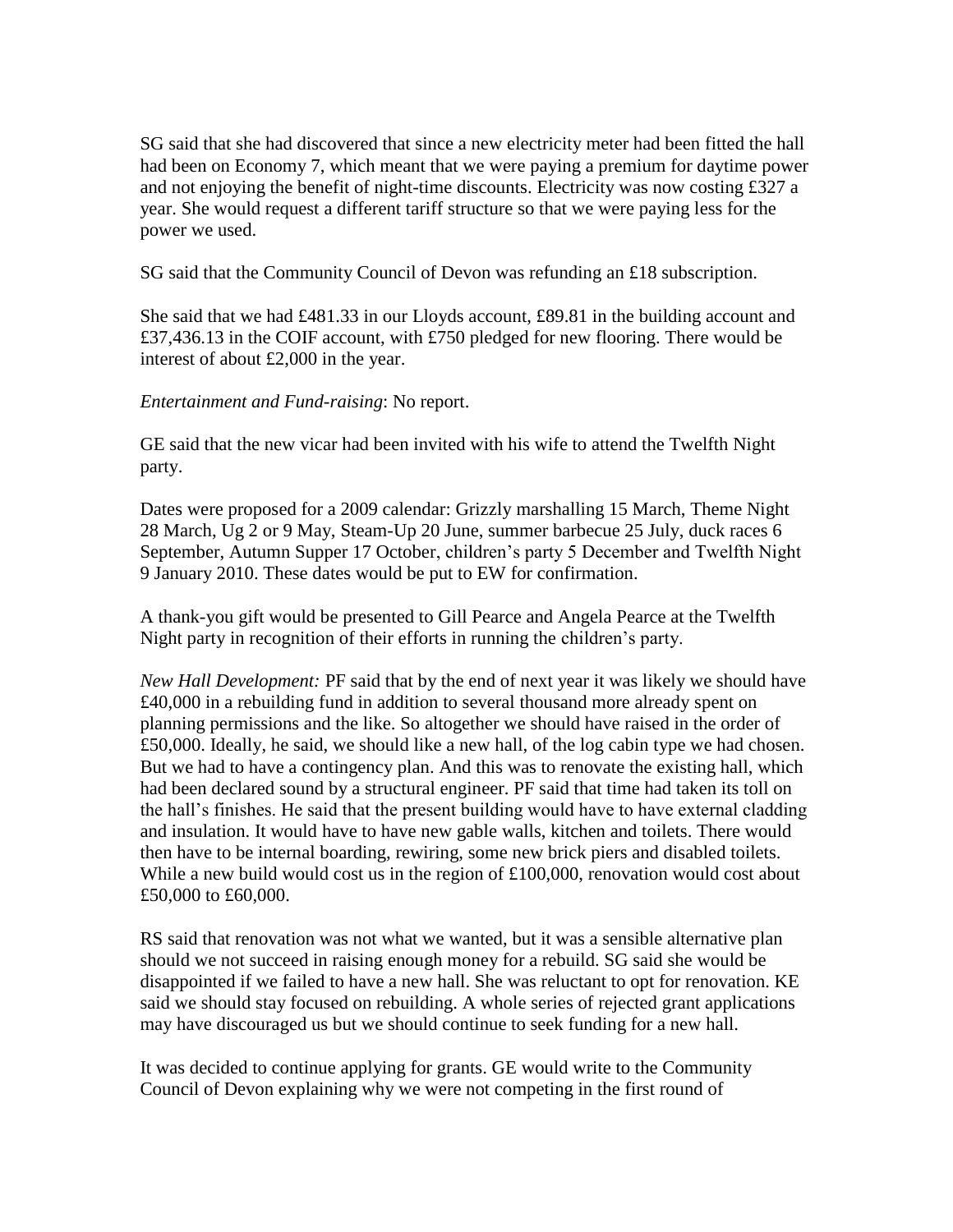SG said that she had discovered that since a new electricity meter had been fitted the hall had been on Economy 7, which meant that we were paying a premium for daytime power and not enjoying the benefit of night-time discounts. Electricity was now costing £327 a year. She would request a different tariff structure so that we were paying less for the power we used.

SG said that the Community Council of Devon was refunding an £18 subscription.

She said that we had £481.33 in our Lloyds account, £89.81 in the building account and £37,436.13 in the COIF account, with £750 pledged for new flooring. There would be interest of about £2,000 in the year.

*Entertainment and Fund-raising*: No report.

GE said that the new vicar had been invited with his wife to attend the Twelfth Night party.

Dates were proposed for a 2009 calendar: Grizzly marshalling 15 March, Theme Night 28 March, Ug 2 or 9 May, Steam-Up 20 June, summer barbecue 25 July, duck races 6 September, Autumn Supper 17 October, children's party 5 December and Twelfth Night 9 January 2010. These dates would be put to EW for confirmation.

A thank-you gift would be presented to Gill Pearce and Angela Pearce at the Twelfth Night party in recognition of their efforts in running the children's party.

*New Hall Development:* PF said that by the end of next year it was likely we should have £40,000 in a rebuilding fund in addition to several thousand more already spent on planning permissions and the like. So altogether we should have raised in the order of £50,000. Ideally, he said, we should like a new hall, of the log cabin type we had chosen. But we had to have a contingency plan. And this was to renovate the existing hall, which had been declared sound by a structural engineer. PF said that time had taken its toll on the hall's finishes. He said that the present building would have to have external cladding and insulation. It would have to have new gable walls, kitchen and toilets. There would then have to be internal boarding, rewiring, some new brick piers and disabled toilets. While a new build would cost us in the region of £100,000, renovation would cost about £50,000 to £60,000.

RS said that renovation was not what we wanted, but it was a sensible alternative plan should we not succeed in raising enough money for a rebuild. SG said she would be disappointed if we failed to have a new hall. She was reluctant to opt for renovation. KE said we should stay focused on rebuilding. A whole series of rejected grant applications may have discouraged us but we should continue to seek funding for a new hall.

It was decided to continue applying for grants. GE would write to the Community Council of Devon explaining why we were not competing in the first round of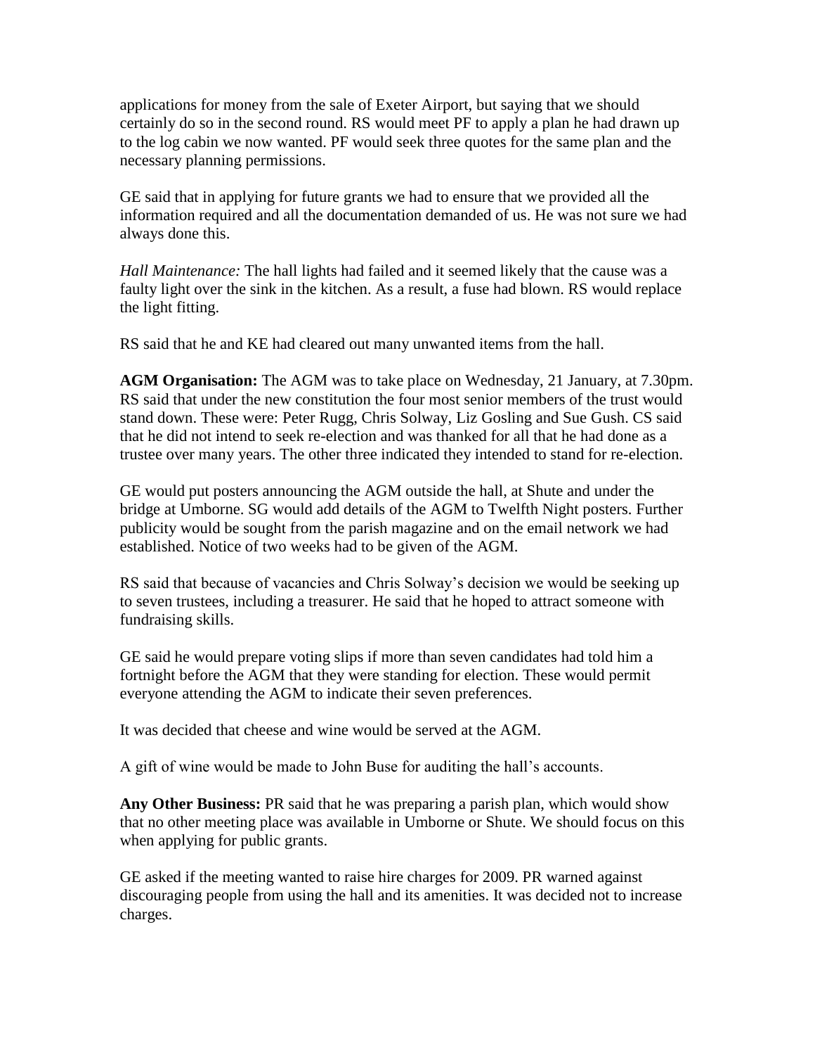applications for money from the sale of Exeter Airport, but saying that we should certainly do so in the second round. RS would meet PF to apply a plan he had drawn up to the log cabin we now wanted. PF would seek three quotes for the same plan and the necessary planning permissions.

GE said that in applying for future grants we had to ensure that we provided all the information required and all the documentation demanded of us. He was not sure we had always done this.

*Hall Maintenance:* The hall lights had failed and it seemed likely that the cause was a faulty light over the sink in the kitchen. As a result, a fuse had blown. RS would replace the light fitting.

RS said that he and KE had cleared out many unwanted items from the hall.

**AGM Organisation:** The AGM was to take place on Wednesday, 21 January, at 7.30pm. RS said that under the new constitution the four most senior members of the trust would stand down. These were: Peter Rugg, Chris Solway, Liz Gosling and Sue Gush. CS said that he did not intend to seek re-election and was thanked for all that he had done as a trustee over many years. The other three indicated they intended to stand for re-election.

GE would put posters announcing the AGM outside the hall, at Shute and under the bridge at Umborne. SG would add details of the AGM to Twelfth Night posters. Further publicity would be sought from the parish magazine and on the email network we had established. Notice of two weeks had to be given of the AGM.

RS said that because of vacancies and Chris Solway's decision we would be seeking up to seven trustees, including a treasurer. He said that he hoped to attract someone with fundraising skills.

GE said he would prepare voting slips if more than seven candidates had told him a fortnight before the AGM that they were standing for election. These would permit everyone attending the AGM to indicate their seven preferences.

It was decided that cheese and wine would be served at the AGM.

A gift of wine would be made to John Buse for auditing the hall's accounts.

**Any Other Business:** PR said that he was preparing a parish plan, which would show that no other meeting place was available in Umborne or Shute. We should focus on this when applying for public grants.

GE asked if the meeting wanted to raise hire charges for 2009. PR warned against discouraging people from using the hall and its amenities. It was decided not to increase charges.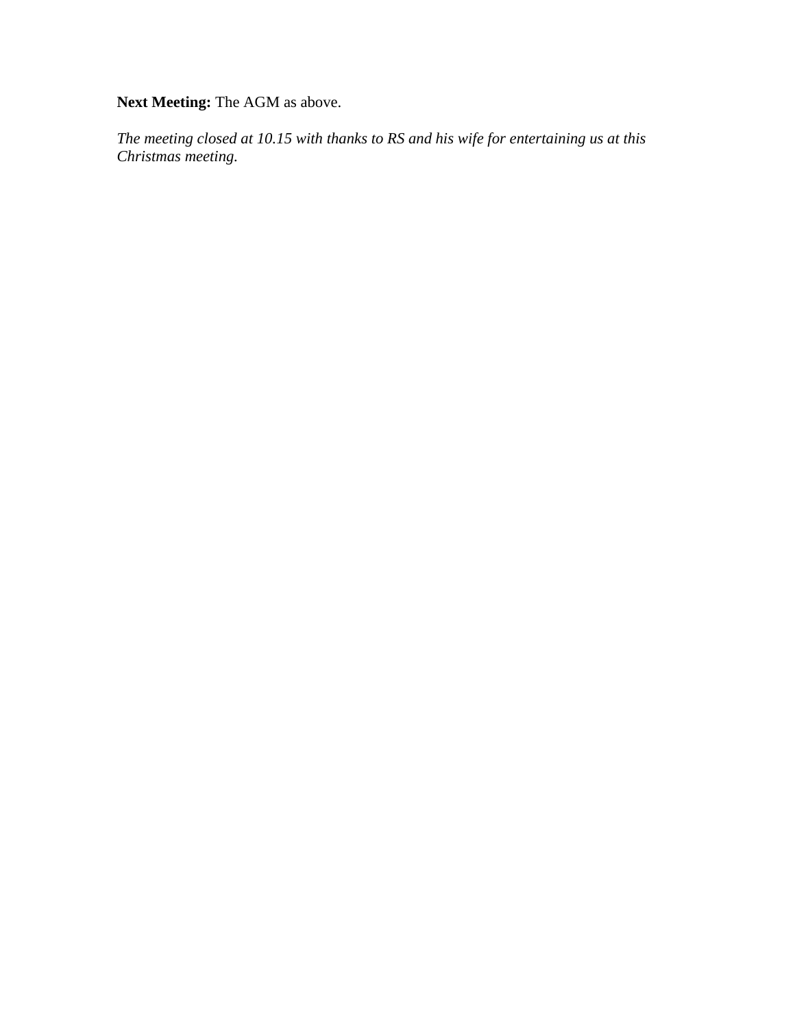**Next Meeting:** The AGM as above.

*The meeting closed at 10.15 with thanks to RS and his wife for entertaining us at this Christmas meeting.*